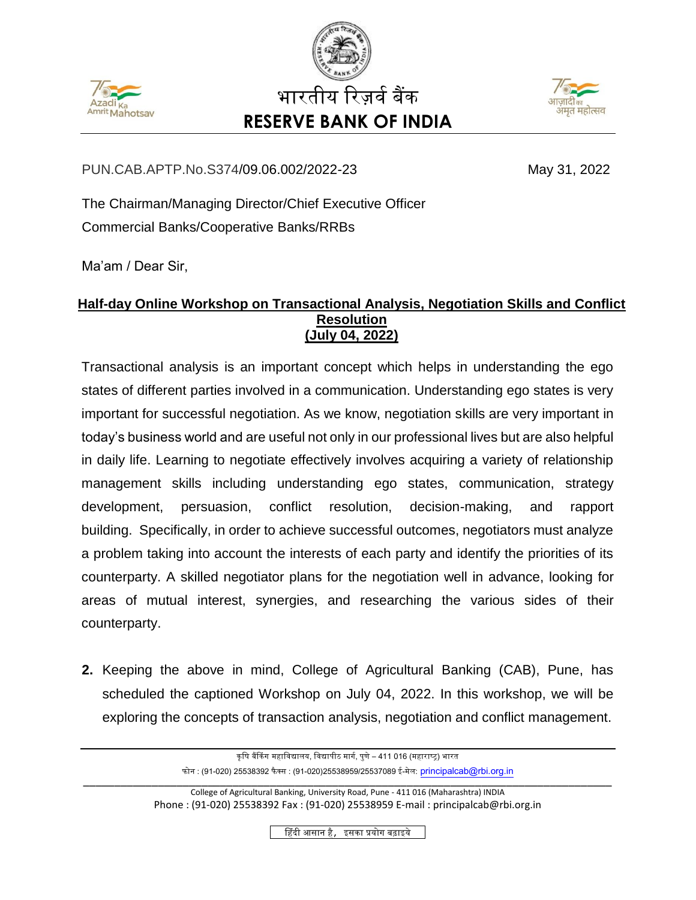भारतीय रिज़र्व बैंक

**RESERVE BANK OF INDIA**

PUN.CAB.APTP.No.S374/09.06.002/2022-23 May 31, 2022

The Chairman/Managing Director/Chief Executive Officer
Commercial Banks/Cooperative Banks/RRBs

Ma'am / Dear Sir,

**Half-day Online Workshop on Transactional Analysis, Negotiation Skills and Conflict Resolution**
**(July 04, 2022)**

Transactional analysis is an important concept which helps in understanding the ego states of different parties involved in a communication. Understanding ego states is very important for successful negotiation. As we know, negotiation skills are very important in today's business world and are useful not only in our professional lives but are also helpful in daily life. Learning to negotiate effectively involves acquiring a variety of relationship management skills including understanding ego states, communication, strategy development, persuasion, conflict resolution, decision-making, and rapport building. Specifically, in order to achieve successful outcomes, negotiators must analyze a problem taking into account the interests of each party and identify the priorities of its counterparty. A skilled negotiator plans for the negotiation well in advance, looking for areas of mutual interest, synergies, and researching the various sides of their counterparty.

**2.** Keeping the above in mind, College of Agricultural Banking (CAB), Pune, has scheduled the captioned Workshop on July 04, 2022. In this workshop, we will be exploring the concepts of transaction analysis, negotiation and conflict management.

कृषि बैंकिंग महाविद्यालय, विद्यापीठ मार्ग, पुणे – 411 016 (महाराष्ट्र) भारत
फोन : (91-020) 25538392 फैक्स : (91-020)25538959/25537089 ई-मेल: principalcab@rbi.org.in

College of Agricultural Banking, University Road, Pune - 411 016 (Maharashtra) INDIA
Phone : (91-020) 25538392 Fax : (91-020) 25538959 E-mail : principalcab@rbi.org.in

हिंदी आसान है, इसका प्रयोग बढ़ाइये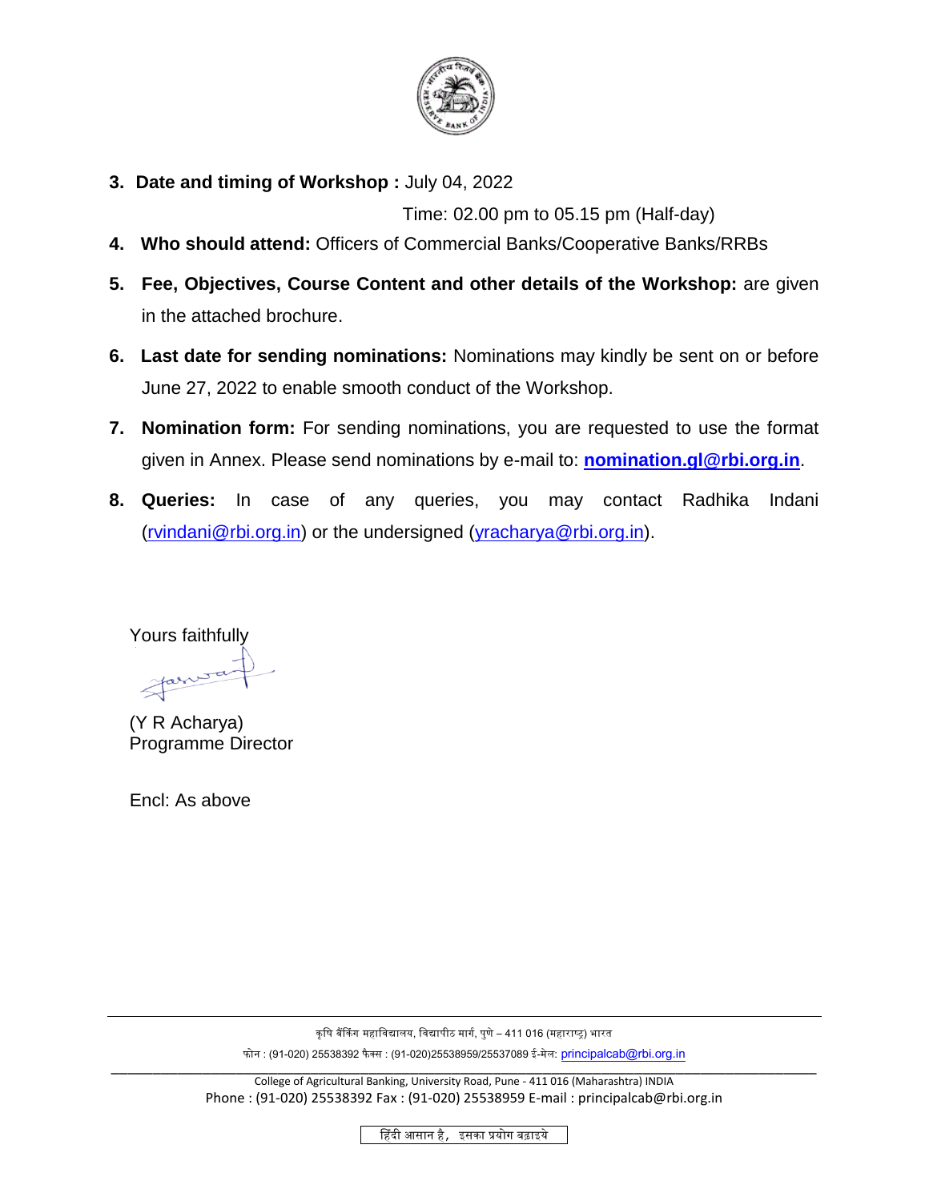3. **Date and timing of Workshop :** July 04, 2022

   Time: 02.00 pm to 05.15 pm (Half-day)

4. **Who should attend:** Officers of Commercial Banks/Cooperative Banks/RRBs

5. **Fee, Objectives, Course Content and other details of the Workshop:** are given in the attached brochure.

6. **Last date for sending nominations:** Nominations may kindly be sent on or before June 27, 2022 to enable smooth conduct of the Workshop.

7. **Nomination form:** For sending nominations, you are requested to use the format given in Annex. Please send nominations by e-mail to: **nomination.gl@rbi.org.in**.

8. **Queries:** In case of any queries, you may contact Radhika Indani (rvindani@rbi.org.in) or the undersigned (yracharya@rbi.org.in).

Yours faithfully

(Y R Acharya)
Programme Director

Encl: As above

कृषि बैंकिंग महाविद्यालय, विद्यापीठ मार्ग, पुणे – 411 016 (महाराष्ट्र) भारत
फोन : (91-020) 25538392 फैक्स : (91-020)25538959/25537089 ई-मेल: principalcab@rbi.org.in

College of Agricultural Banking, University Road, Pune - 411 016 (Maharashtra) INDIA
Phone : (91-020) 25538392 Fax : (91-020) 25538959 E-mail : principalcab@rbi.org.in

हिंदी आसान है, इसका प्रयोग बढ़ाइये